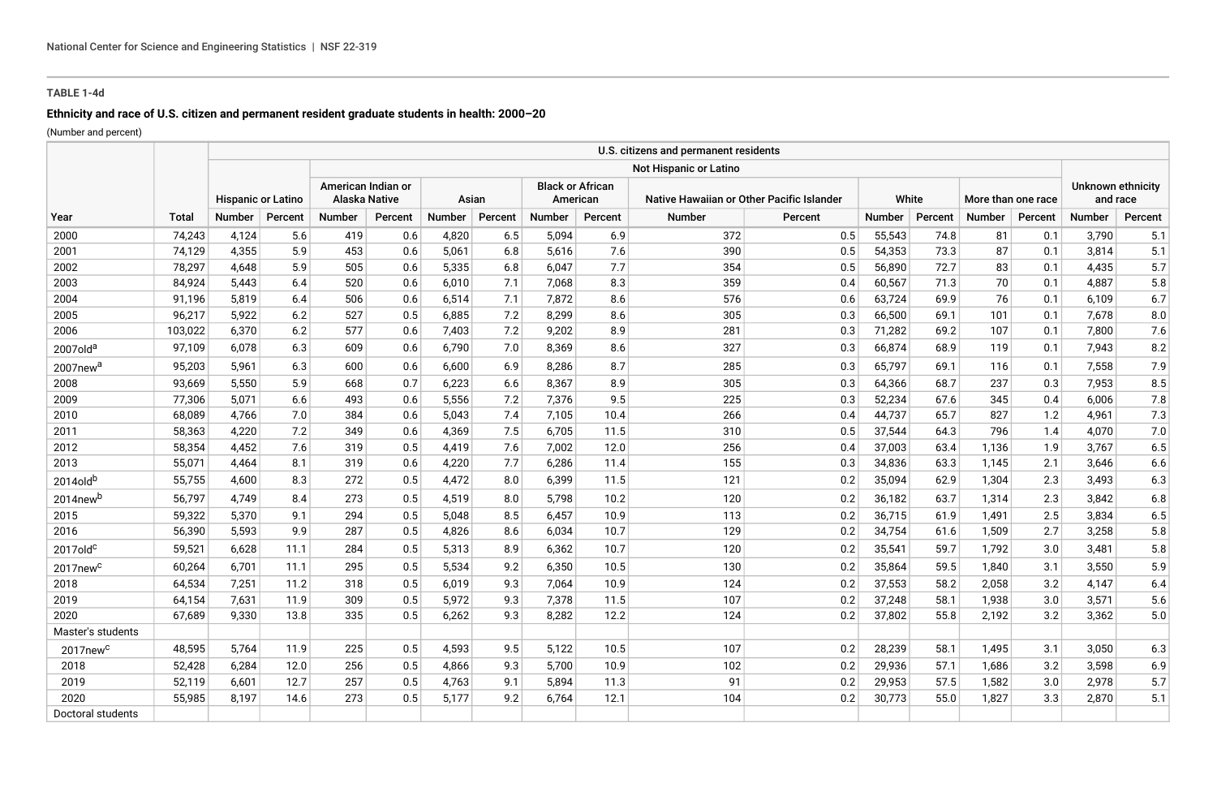**TABLE 1-4d**

**Ethnicity and race of U.S. citizen and permanent resident graduate students in health: 2000–20**

(Number and percent)

| | | U.S. citizens and permanent residents | | | | | | | | | | | | | | | | |
|---|---|---|---|---|---|---|---|---|---|---|---|---|---|---|---|---|---|---|
| | | | | Not Hispanic or Latino | | | | | | | | | | | | | | |
| | | Hispanic or Latino | | American Indian or Alaska Native | | Asian | | Black or African American | | Native Hawaiian or Other Pacific Islander | | White | | More than one race | | Unknown ethnicity and race | | |
| Year | Total | Number | Percent | Number | Percent | Number | Percent | Number | Percent | Number | Percent | Number | Percent | Number | Percent | Number | Percent |
| 2000 | 74,243 | 4,124 | 5.6 | 419 | 0.6 | 4,820 | 6.5 | 5,094 | 6.9 | 372 | 0.5 | 55,543 | 74.8 | 81 | 0.1 | 3,790 | 5.1 |
| 2001 | 74,129 | 4,355 | 5.9 | 453 | 0.6 | 5,061 | 6.8 | 5,616 | 7.6 | 390 | 0.5 | 54,353 | 73.3 | 87 | 0.1 | 3,814 | 5.1 |
| 2002 | 78,297 | 4,648 | 5.9 | 505 | 0.6 | 5,335 | 6.8 | 6,047 | 7.7 | 354 | 0.5 | 56,890 | 72.7 | 83 | 0.1 | 4,435 | 5.7 |
| 2003 | 84,924 | 5,443 | 6.4 | 520 | 0.6 | 6,010 | 7.1 | 7,068 | 8.3 | 359 | 0.4 | 60,567 | 71.3 | 70 | 0.1 | 4,887 | 5.8 |
| 2004 | 91,196 | 5,819 | 6.4 | 506 | 0.6 | 6,514 | 7.1 | 7,872 | 8.6 | 576 | 0.6 | 63,724 | 69.9 | 76 | 0.1 | 6,109 | 6.7 |
| 2005 | 96,217 | 5,922 | 6.2 | 527 | 0.5 | 6,885 | 7.2 | 8,299 | 8.6 | 305 | 0.3 | 66,500 | 69.1 | 101 | 0.1 | 7,678 | 8.0 |
| 2006 | 103,022 | 6,370 | 6.2 | 577 | 0.6 | 7,403 | 7.2 | 9,202 | 8.9 | 281 | 0.3 | 71,282 | 69.2 | 107 | 0.1 | 7,800 | 7.6 |
| 2007old[a] | 97,109 | 6,078 | 6.3 | 609 | 0.6 | 6,790 | 7.0 | 8,369 | 8.6 | 327 | 0.3 | 66,874 | 68.9 | 119 | 0.1 | 7,943 | 8.2 |
| 2007new[a] | 95,203 | 5,961 | 6.3 | 600 | 0.6 | 6,600 | 6.9 | 8,286 | 8.7 | 285 | 0.3 | 65,797 | 69.1 | 116 | 0.1 | 7,558 | 7.9 |
| 2008 | 93,669 | 5,550 | 5.9 | 668 | 0.7 | 6,223 | 6.6 | 8,367 | 8.9 | 305 | 0.3 | 64,366 | 68.7 | 237 | 0.3 | 7,953 | 8.5 |
| 2009 | 77,306 | 5,071 | 6.6 | 493 | 0.6 | 5,556 | 7.2 | 7,376 | 9.5 | 225 | 0.3 | 52,234 | 67.6 | 345 | 0.4 | 6,006 | 7.8 |
| 2010 | 68,089 | 4,766 | 7.0 | 384 | 0.6 | 5,043 | 7.4 | 7,105 | 10.4 | 266 | 0.4 | 44,737 | 65.7 | 827 | 1.2 | 4,961 | 7.3 |
| 2011 | 58,363 | 4,220 | 7.2 | 349 | 0.6 | 4,369 | 7.5 | 6,705 | 11.5 | 310 | 0.5 | 37,544 | 64.3 | 796 | 1.4 | 4,070 | 7.0 |
| 2012 | 58,354 | 4,452 | 7.6 | 319 | 0.5 | 4,419 | 7.6 | 7,002 | 12.0 | 256 | 0.4 | 37,003 | 63.4 | 1,136 | 1.9 | 3,767 | 6.5 |
| 2013 | 55,071 | 4,464 | 8.1 | 319 | 0.6 | 4,220 | 7.7 | 6,286 | 11.4 | 155 | 0.3 | 34,836 | 63.3 | 1,145 | 2.1 | 3,646 | 6.6 |
| 2014old[b] | 55,755 | 4,600 | 8.3 | 272 | 0.5 | 4,472 | 8.0 | 6,399 | 11.5 | 121 | 0.2 | 35,094 | 62.9 | 1,304 | 2.3 | 3,493 | 6.3 |
| 2014new[b] | 56,797 | 4,749 | 8.4 | 273 | 0.5 | 4,519 | 8.0 | 5,798 | 10.2 | 120 | 0.2 | 36,182 | 63.7 | 1,314 | 2.3 | 3,842 | 6.8 |
| 2015 | 59,322 | 5,370 | 9.1 | 294 | 0.5 | 5,048 | 8.5 | 6,457 | 10.9 | 113 | 0.2 | 36,715 | 61.9 | 1,491 | 2.5 | 3,834 | 6.5 |
| 2016 | 56,390 | 5,593 | 9.9 | 287 | 0.5 | 4,826 | 8.6 | 6,034 | 10.7 | 129 | 0.2 | 34,754 | 61.6 | 1,509 | 2.7 | 3,258 | 5.8 |
| 2017old[c] | 59,521 | 6,628 | 11.1 | 284 | 0.5 | 5,313 | 8.9 | 6,362 | 10.7 | 120 | 0.2 | 35,541 | 59.7 | 1,792 | 3.0 | 3,481 | 5.8 |
| 2017new[c] | 60,264 | 6,701 | 11.1 | 295 | 0.5 | 5,534 | 9.2 | 6,350 | 10.5 | 130 | 0.2 | 35,864 | 59.5 | 1,840 | 3.1 | 3,550 | 5.9 |
| 2018 | 64,534 | 7,251 | 11.2 | 318 | 0.5 | 6,019 | 9.3 | 7,064 | 10.9 | 124 | 0.2 | 37,553 | 58.2 | 2,058 | 3.2 | 4,147 | 6.4 |
| 2019 | 64,154 | 7,631 | 11.9 | 309 | 0.5 | 5,972 | 9.3 | 7,378 | 11.5 | 107 | 0.2 | 37,248 | 58.1 | 1,938 | 3.0 | 3,571 | 5.6 |
| 2020 | 67,689 | 9,330 | 13.8 | 335 | 0.5 | 6,262 | 9.3 | 8,282 | 12.2 | 124 | 0.2 | 37,802 | 55.8 | 2,192 | 3.2 | 3,362 | 5.0 |
| Master's students | | | | | | | | | | | | | | | | | |
| 2017new[c] | 48,595 | 5,764 | 11.9 | 225 | 0.5 | 4,593 | 9.5 | 5,122 | 10.5 | 107 | 0.2 | 28,239 | 58.1 | 1,495 | 3.1 | 3,050 | 6.3 |
| 2018 | 52,428 | 6,284 | 12.0 | 256 | 0.5 | 4,866 | 9.3 | 5,700 | 10.9 | 102 | 0.2 | 29,936 | 57.1 | 1,686 | 3.2 | 3,598 | 6.9 |
| 2019 | 52,119 | 6,601 | 12.7 | 257 | 0.5 | 4,763 | 9.1 | 5,894 | 11.3 | 91 | 0.2 | 29,953 | 57.5 | 1,582 | 3.0 | 2,978 | 5.7 |
| 2020 | 55,985 | 8,197 | 14.6 | 273 | 0.5 | 5,177 | 9.2 | 6,764 | 12.1 | 104 | 0.2 | 30,773 | 55.0 | 1,827 | 3.3 | 2,870 | 5.1 |
| Doctoral students | | | | | | | | | | | | | | | | | |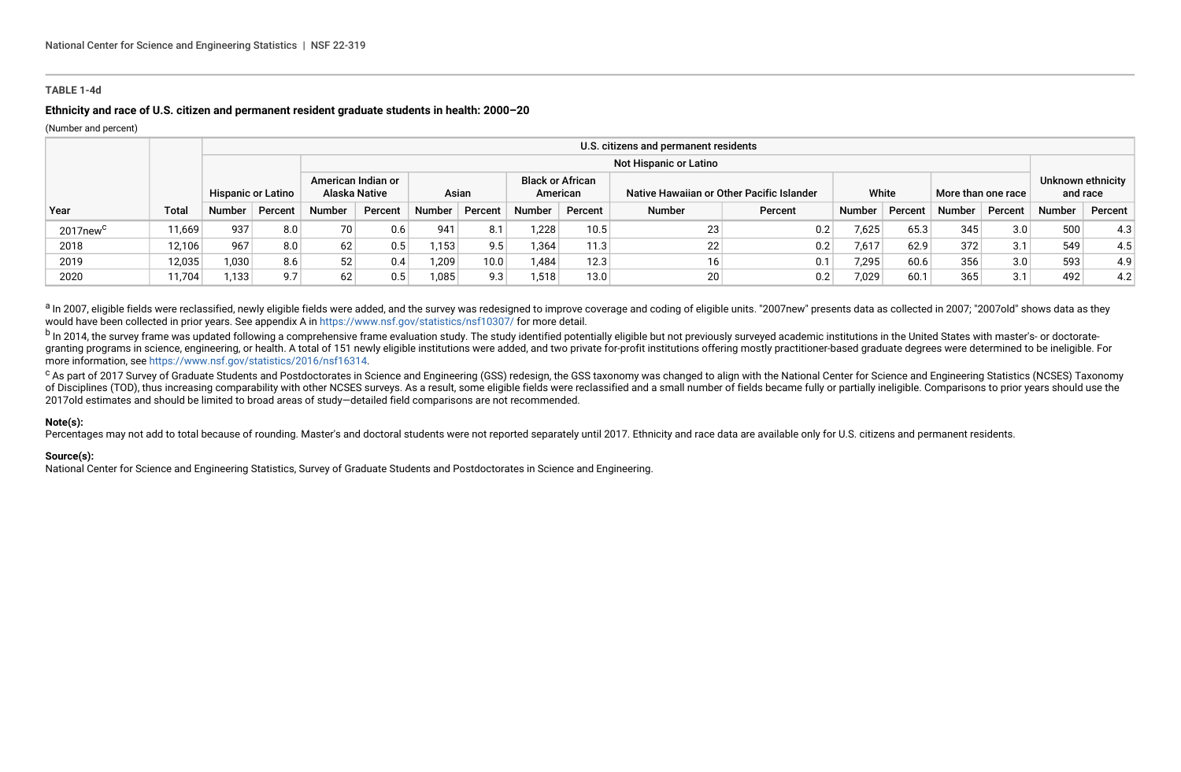National Center for Science and Engineering Statistics | NSF 22-319

TABLE 1-4d

**Ethnicity and race of U.S. citizen and permanent resident graduate students in health: 2000–20**

(Number and percent)

| | | U.S. citizens and permanent residents | | | | | | | | | | | | | | | |
|---|---|---|---|---|---|---|---|---|---|---|---|---|---|---|---|---|---|
| | | | | Not Hispanic or Latino | | | | | | | | | | | | | |
| | | Hispanic or Latino | | American Indian or Alaska Native | | Asian | | Black or African American | | Native Hawaiian or Other Pacific Islander | | White | | More than one race | | Unknown ethnicity and race | |
| Year | Total | Number | Percent | Number | Percent | Number | Percent | Number | Percent | Number | Percent | Number | Percent | Number | Percent | Number | Percent |
| 2017new[c] | 11,669 | 937 | 8.0 | 70 | 0.6 | 941 | 8.1 | 1,228 | 10.5 | 23 | 0.2 | 7,625 | 65.3 | 345 | 3.0 | 500 | 4.3 |
| 2018 | 12,106 | 967 | 8.0 | 62 | 0.5 | 1,153 | 9.5 | 1,364 | 11.3 | 22 | 0.2 | 7,617 | 62.9 | 372 | 3.1 | 549 | 4.5 |
| 2019 | 12,035 | 1,030 | 8.6 | 52 | 0.4 | 1,209 | 10.0 | 1,484 | 12.3 | 16 | 0.1 | 7,295 | 60.6 | 356 | 3.0 | 593 | 4.9 |
| 2020 | 11,704 | 1,133 | 9.7 | 62 | 0.5 | 1,085 | 9.3 | 1,518 | 13.0 | 20 | 0.2 | 7,029 | 60.1 | 365 | 3.1 | 492 | 4.2 |

[a] In 2007, eligible fields were reclassified, newly eligible fields were added, and the survey was redesigned to improve coverage and coding of eligible units. "2007new" presents data as collected in 2007; "2007old" shows data as they would have been collected in prior years. See appendix A in https://www.nsf.gov/statistics/nsf10307/ for more detail.

[b] In 2014, the survey frame was updated following a comprehensive frame evaluation study. The study identified potentially eligible but not previously surveyed academic institutions in the United States with master's- or doctorate-granting programs in science, engineering, or health. A total of 151 newly eligible institutions were added, and two private for-profit institutions offering mostly practitioner-based graduate degrees were determined to be ineligible. For more information, see https://www.nsf.gov/statistics/2016/nsf16314.

[c] As part of 2017 Survey of Graduate Students and Postdoctorates in Science and Engineering (GSS) redesign, the GSS taxonomy was changed to align with the National Center for Science and Engineering Statistics (NCSES) Taxonomy of Disciplines (TOD), thus increasing comparability with other NCSES surveys. As a result, some eligible fields were reclassified and a small number of fields became fully or partially ineligible. Comparisons to prior years should use the 2017old estimates and should be limited to broad areas of study—detailed field comparisons are not recommended.

**Note(s):**
Percentages may not add to total because of rounding. Master's and doctoral students were not reported separately until 2017. Ethnicity and race data are available only for U.S. citizens and permanent residents.

**Source(s):**
National Center for Science and Engineering Statistics, Survey of Graduate Students and Postdoctorates in Science and Engineering.